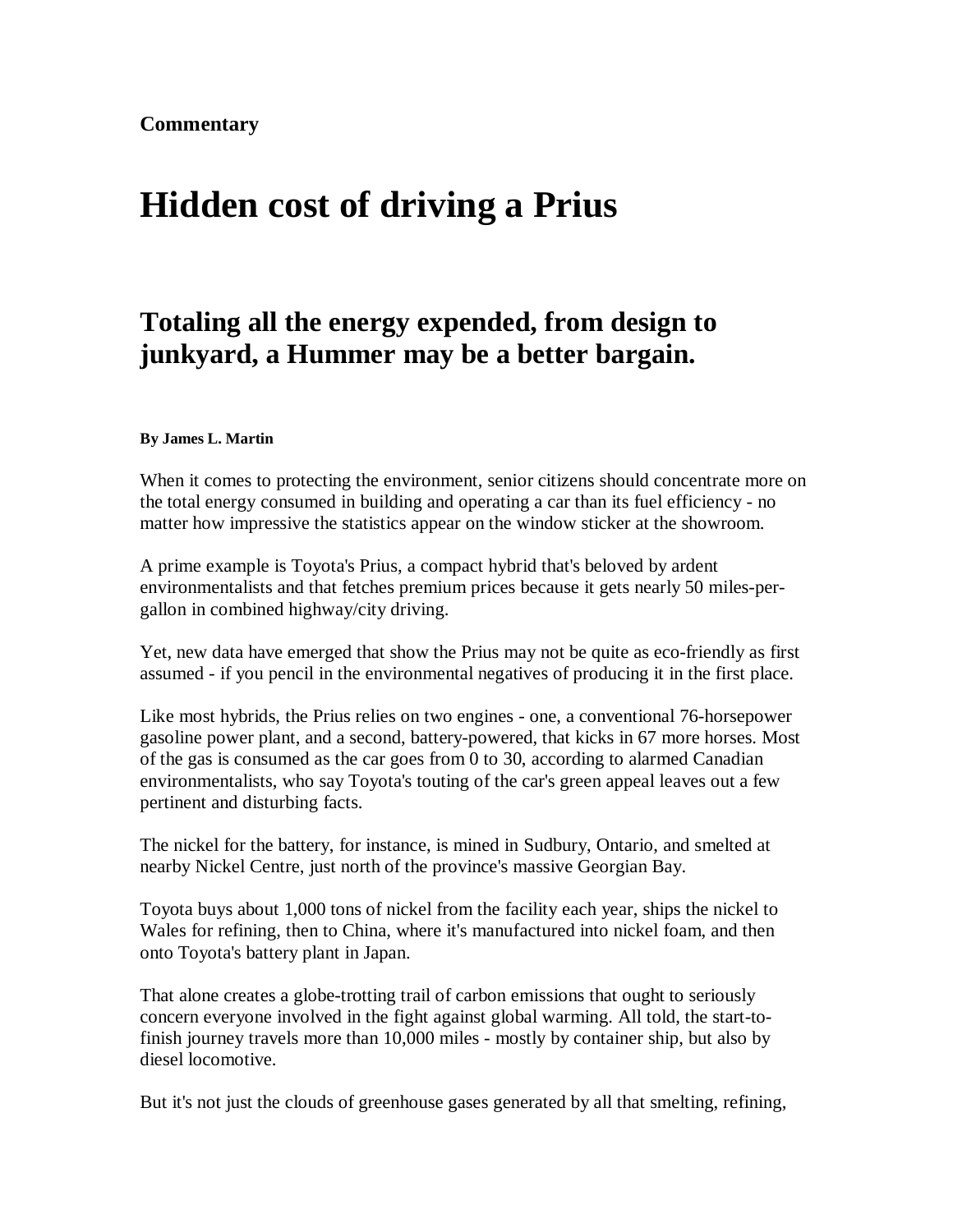**Commentary**

# Hidden cost of driving a Prius

## Totaling all the energy expended, from design to junkyard, a Hummer may be a better bargain.

**By James L. Martin**

When it comes to protecting the environment, senior citizens should concentrate more on the total energy consumed in building and operating a car than its fuel efficiency - no matter how impressive the statistics appear on the window sticker at the showroom.

A prime example is Toyota's Prius, a compact hybrid that's beloved by ardent environmentalists and that fetches premium prices because it gets nearly 50 miles-per-gallon in combined highway/city driving.

Yet, new data have emerged that show the Prius may not be quite as eco-friendly as first assumed - if you pencil in the environmental negatives of producing it in the first place.

Like most hybrids, the Prius relies on two engines - one, a conventional 76-horsepower gasoline power plant, and a second, battery-powered, that kicks in 67 more horses. Most of the gas is consumed as the car goes from 0 to 30, according to alarmed Canadian environmentalists, who say Toyota's touting of the car's green appeal leaves out a few pertinent and disturbing facts.

The nickel for the battery, for instance, is mined in Sudbury, Ontario, and smelted at nearby Nickel Centre, just north of the province's massive Georgian Bay.

Toyota buys about 1,000 tons of nickel from the facility each year, ships the nickel to Wales for refining, then to China, where it's manufactured into nickel foam, and then onto Toyota's battery plant in Japan.

That alone creates a globe-trotting trail of carbon emissions that ought to seriously concern everyone involved in the fight against global warming. All told, the start-to-finish journey travels more than 10,000 miles - mostly by container ship, but also by diesel locomotive.

But it's not just the clouds of greenhouse gases generated by all that smelting, refining,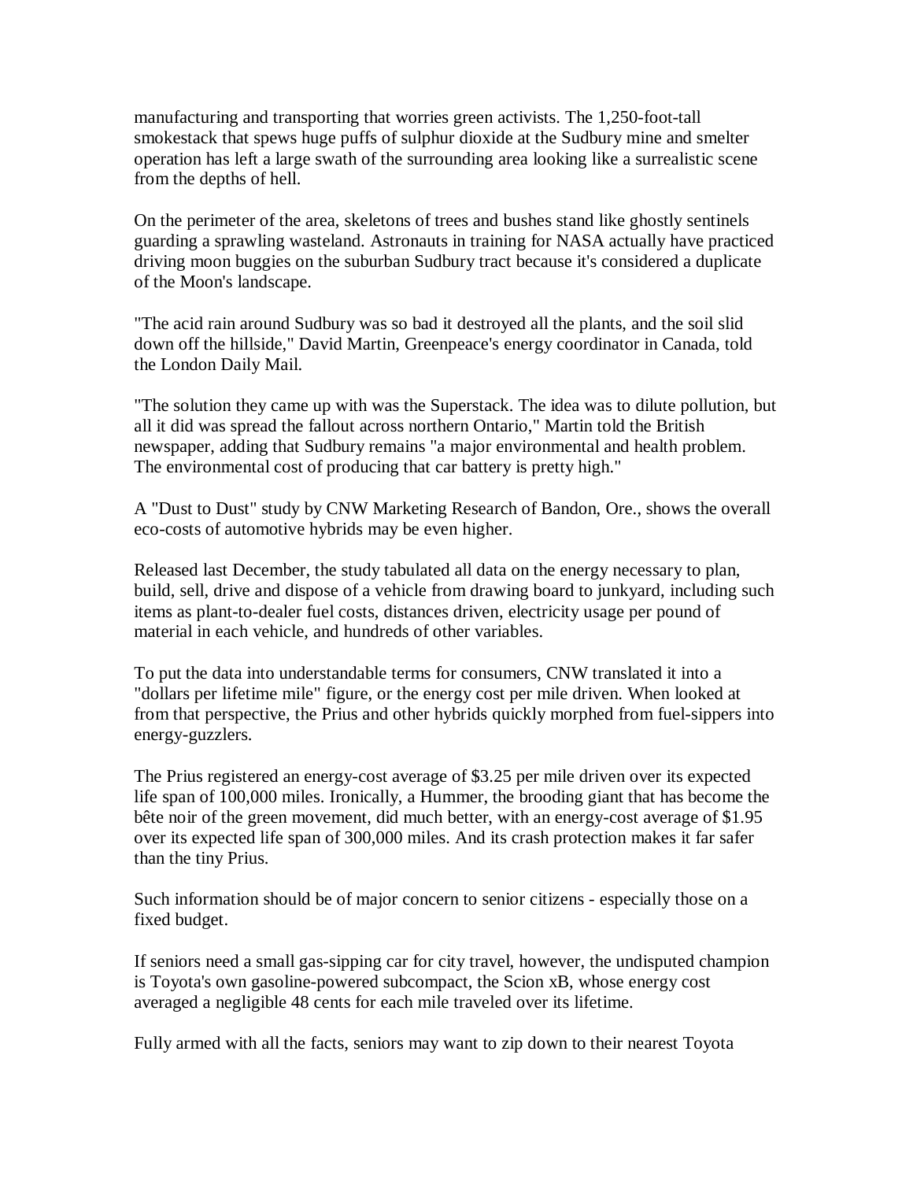manufacturing and transporting that worries green activists. The 1,250-foot-tall smokestack that spews huge puffs of sulphur dioxide at the Sudbury mine and smelter operation has left a large swath of the surrounding area looking like a surrealistic scene from the depths of hell.

On the perimeter of the area, skeletons of trees and bushes stand like ghostly sentinels guarding a sprawling wasteland. Astronauts in training for NASA actually have practiced driving moon buggies on the suburban Sudbury tract because it's considered a duplicate of the Moon's landscape.

"The acid rain around Sudbury was so bad it destroyed all the plants, and the soil slid down off the hillside," David Martin, Greenpeace's energy coordinator in Canada, told the London Daily Mail.

"The solution they came up with was the Superstack. The idea was to dilute pollution, but all it did was spread the fallout across northern Ontario," Martin told the British newspaper, adding that Sudbury remains "a major environmental and health problem. The environmental cost of producing that car battery is pretty high."

A "Dust to Dust" study by CNW Marketing Research of Bandon, Ore., shows the overall eco-costs of automotive hybrids may be even higher.

Released last December, the study tabulated all data on the energy necessary to plan, build, sell, drive and dispose of a vehicle from drawing board to junkyard, including such items as plant-to-dealer fuel costs, distances driven, electricity usage per pound of material in each vehicle, and hundreds of other variables.

To put the data into understandable terms for consumers, CNW translated it into a "dollars per lifetime mile" figure, or the energy cost per mile driven. When looked at from that perspective, the Prius and other hybrids quickly morphed from fuel-sippers into energy-guzzlers.

The Prius registered an energy-cost average of $3.25 per mile driven over its expected life span of 100,000 miles. Ironically, a Hummer, the brooding giant that has become the bête noir of the green movement, did much better, with an energy-cost average of $1.95 over its expected life span of 300,000 miles. And its crash protection makes it far safer than the tiny Prius.

Such information should be of major concern to senior citizens - especially those on a fixed budget.

If seniors need a small gas-sipping car for city travel, however, the undisputed champion is Toyota's own gasoline-powered subcompact, the Scion xB, whose energy cost averaged a negligible 48 cents for each mile traveled over its lifetime.

Fully armed with all the facts, seniors may want to zip down to their nearest Toyota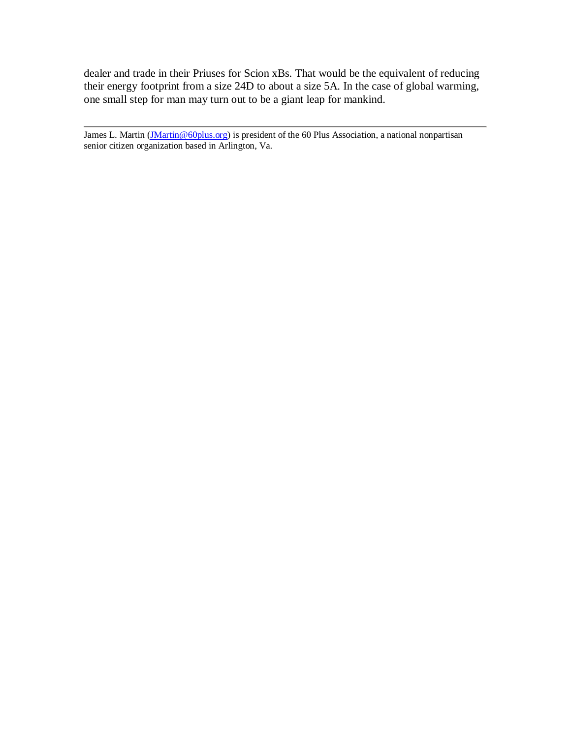dealer and trade in their Priuses for Scion xBs. That would be the equivalent of reducing their energy footprint from a size 24D to about a size 5A. In the case of global warming, one small step for man may turn out to be a giant leap for mankind.

---

James L. Martin (JMartin@60plus.org) is president of the 60 Plus Association, a national nonpartisan senior citizen organization based in Arlington, Va.